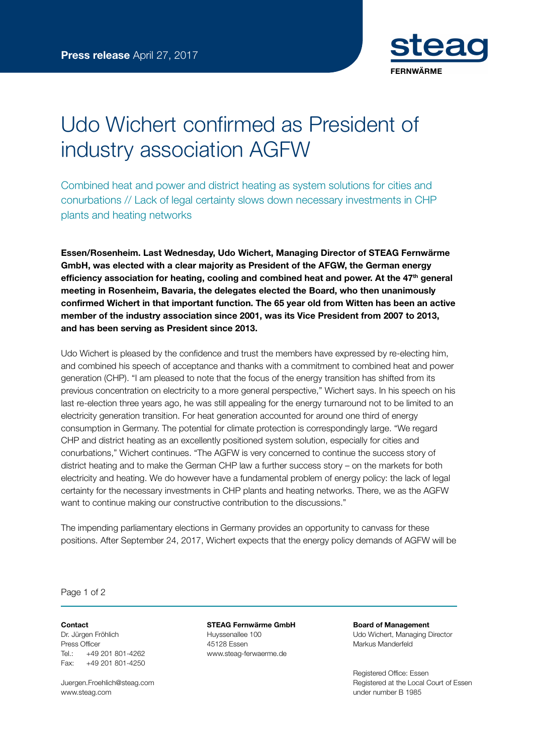**Press release** April 27, 2017

steag
FERNWÄRME

# Udo Wichert confirmed as President of industry association AGFW

Combined heat and power and district heating as system solutions for cities and conurbations // Lack of legal certainty slows down necessary investments in CHP plants and heating networks

**Essen/Rosenheim. Last Wednesday, Udo Wichert, Managing Director of STEAG Fernwärme GmbH, was elected with a clear majority as President of the AFGW, the German energy efficiency association for heating, cooling and combined heat and power. At the 47th general meeting in Rosenheim, Bavaria, the delegates elected the Board, who then unanimously confirmed Wichert in that important function. The 65 year old from Witten has been an active member of the industry association since 2001, was its Vice President from 2007 to 2013, and has been serving as President since 2013.**

Udo Wichert is pleased by the confidence and trust the members have expressed by re-electing him, and combined his speech of acceptance and thanks with a commitment to combined heat and power generation (CHP). "I am pleased to note that the focus of the energy transition has shifted from its previous concentration on electricity to a more general perspective," Wichert says. In his speech on his last re-election three years ago, he was still appealing for the energy turnaround not to be limited to an electricity generation transition. For heat generation accounted for around one third of energy consumption in Germany. The potential for climate protection is correspondingly large. "We regard CHP and district heating as an excellently positioned system solution, especially for cities and conurbations," Wichert continues. "The AGFW is very concerned to continue the success story of district heating and to make the German CHP law a further success story – on the markets for both electricity and heating. We do however have a fundamental problem of energy policy: the lack of legal certainty for the necessary investments in CHP plants and heating networks. There, we as the AGFW want to continue making our constructive contribution to the discussions."

The impending parliamentary elections in Germany provides an opportunity to canvass for these positions. After September 24, 2017, Wichert expects that the energy policy demands of AGFW will be

**Contact**
Dr. Jürgen Fröhlich
Press Officer
Tel.: +49 201 801-4262
Fax: +49 201 801-4250

Juergen.Froehlich@steag.com
www.steag.com

**STEAG Fernwärme GmbH**
Huyssenallee 100
45128 Essen
www.steag-ferwaerme.de

**Board of Management**
Udo Wichert, Managing Director
Markus Manderfeld

Registered Office: Essen
Registered at the Local Court of Essen
under number B 1985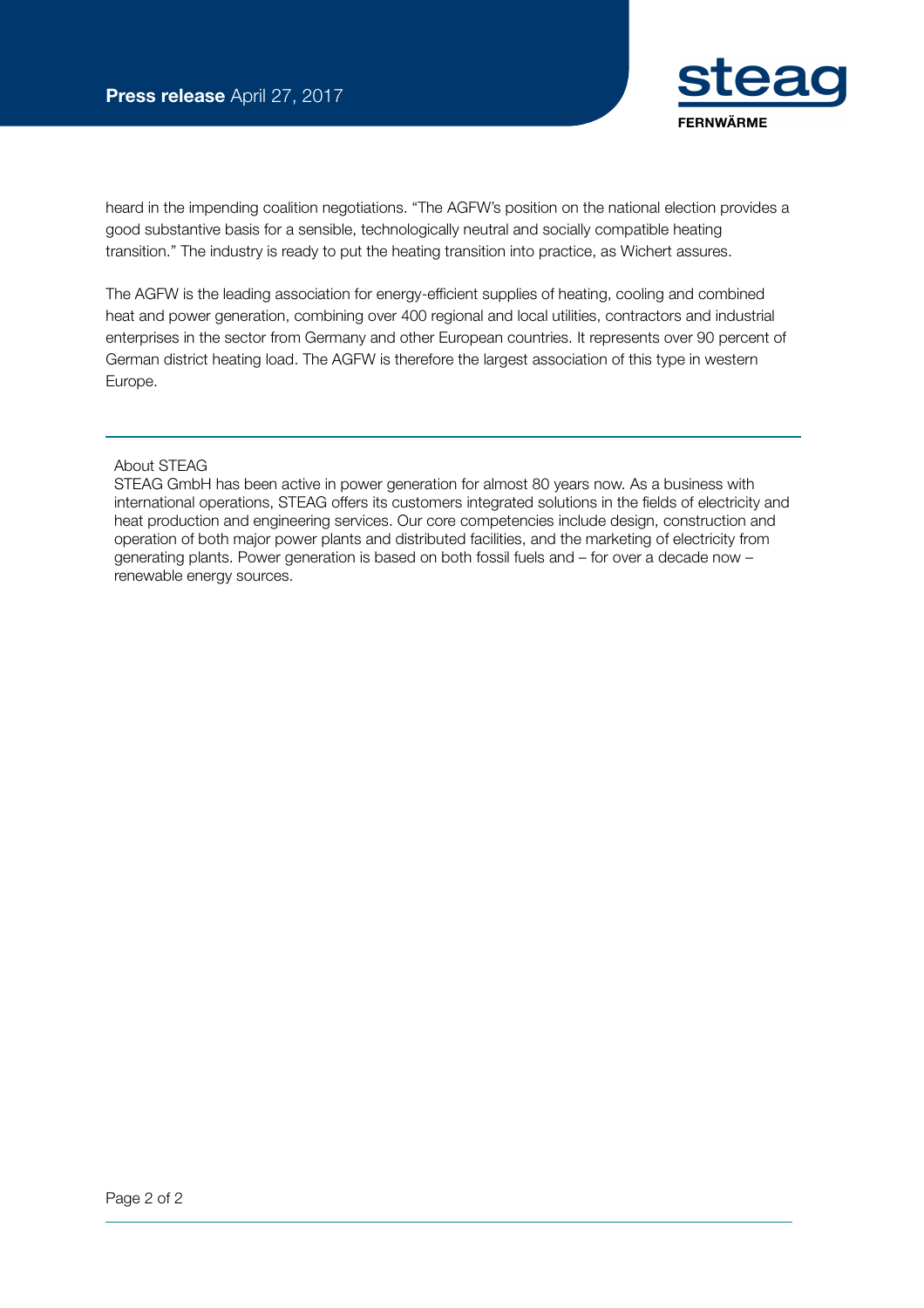heard in the impending coalition negotiations. “The AGFW’s position on the national election provides a good substantive basis for a sensible, technologically neutral and socially compatible heating transition.” The industry is ready to put the heating transition into practice, as Wichert assures.

The AGFW is the leading association for energy-efficient supplies of heating, cooling and combined heat and power generation, combining over 400 regional and local utilities, contractors and industrial enterprises in the sector from Germany and other European countries. It represents over 90 percent of German district heating load. The AGFW is therefore the largest association of this type in western Europe.

---

About STEAG

STEAG GmbH has been active in power generation for almost 80 years now. As a business with international operations, STEAG offers its customers integrated solutions in the fields of electricity and heat production and engineering services. Our core competencies include design, construction and operation of both major power plants and distributed facilities, and the marketing of electricity from generating plants. Power generation is based on both fossil fuels and – for over a decade now – renewable energy sources.